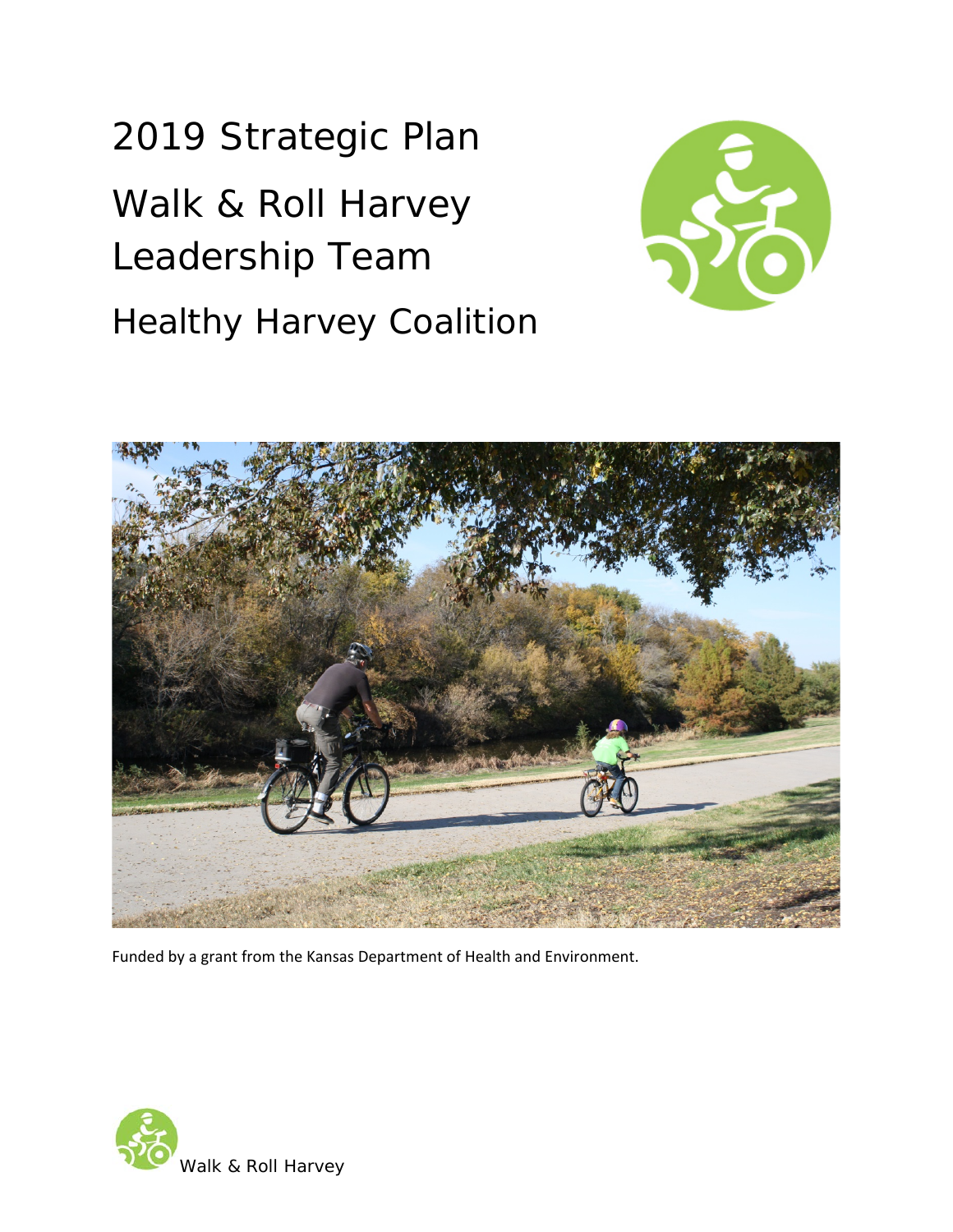# 2019 Strategic Plan

# Walk & Roll Harvey Leadership Team

## Healthy Harvey Coalition

Funded by a grant from the Kansas Department of Health and Environment.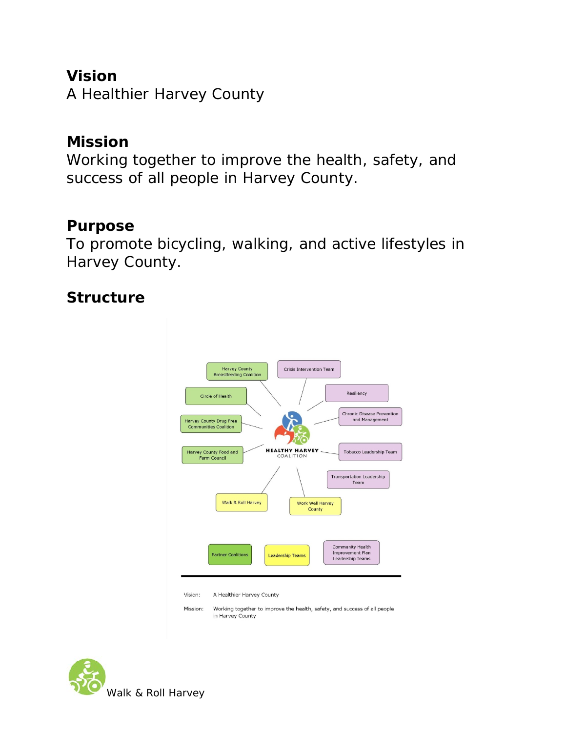## Vision

A Healthier Harvey County

## Mission

Working together to improve the health, safety, and success of all people in Harvey County.

## Purpose

To promote bicycling, walking, and active lifestyles in Harvey County.

## Structure

Harvey County Breastfeeding Coalition

Crisis Intervention Team

Circle of Health

Resiliency

Harvey County Drug Free Communities Coalition

Chronic Disease Prevention and Management

HEALTHY HARVEY COALITION

Harvey County Food and Farm Council

Tobacco Leadership Team

Transportation Leadership Team

Walk & Roll Harvey

Work Well Harvey County

Partner Coalitions

Leadership Teams

Community Health Improvement Plan Leadership Teams

Vision: A Healthier Harvey County

Mission: Working together to improve the health, safety, and success of all people in Harvey County

Walk & Roll Harvey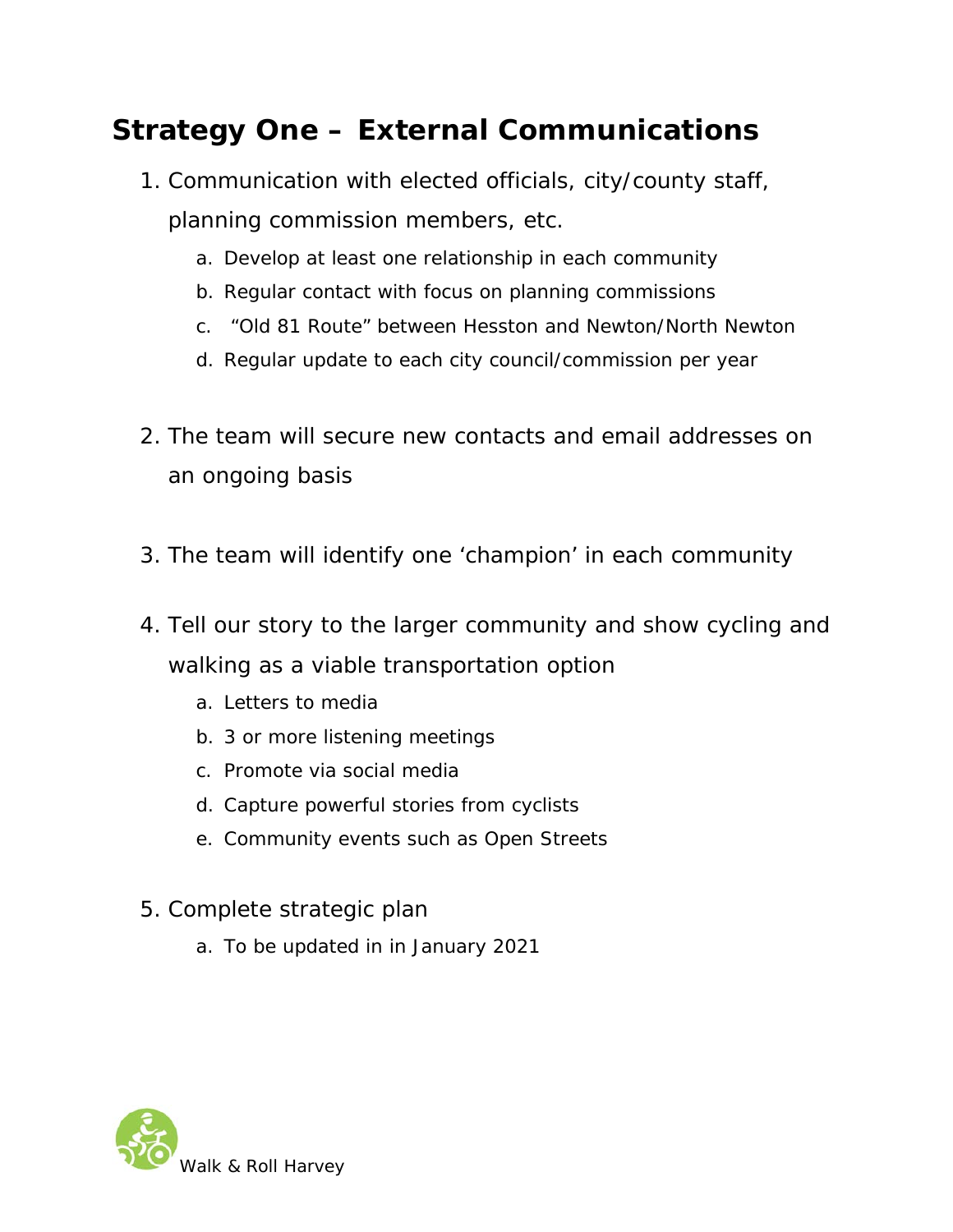## Strategy One – External Communications

1. Communication with elected officials, city/county staff, planning commission members, etc.
    a. Develop at least one relationship in each community
    b. Regular contact with focus on planning commissions
    c. "Old 81 Route" between Hesston and Newton/North Newton
    d. Regular update to each city council/commission per year

2. The team will secure new contacts and email addresses on an ongoing basis

3. The team will identify one 'champion' in each community

4. Tell our story to the larger community and show cycling and walking as a viable transportation option
    a. Letters to media
    b. 3 or more listening meetings
    c. Promote via social media
    d. Capture powerful stories from cyclists
    e. Community events such as Open Streets

5. Complete strategic plan
    a. To be updated in in January 2021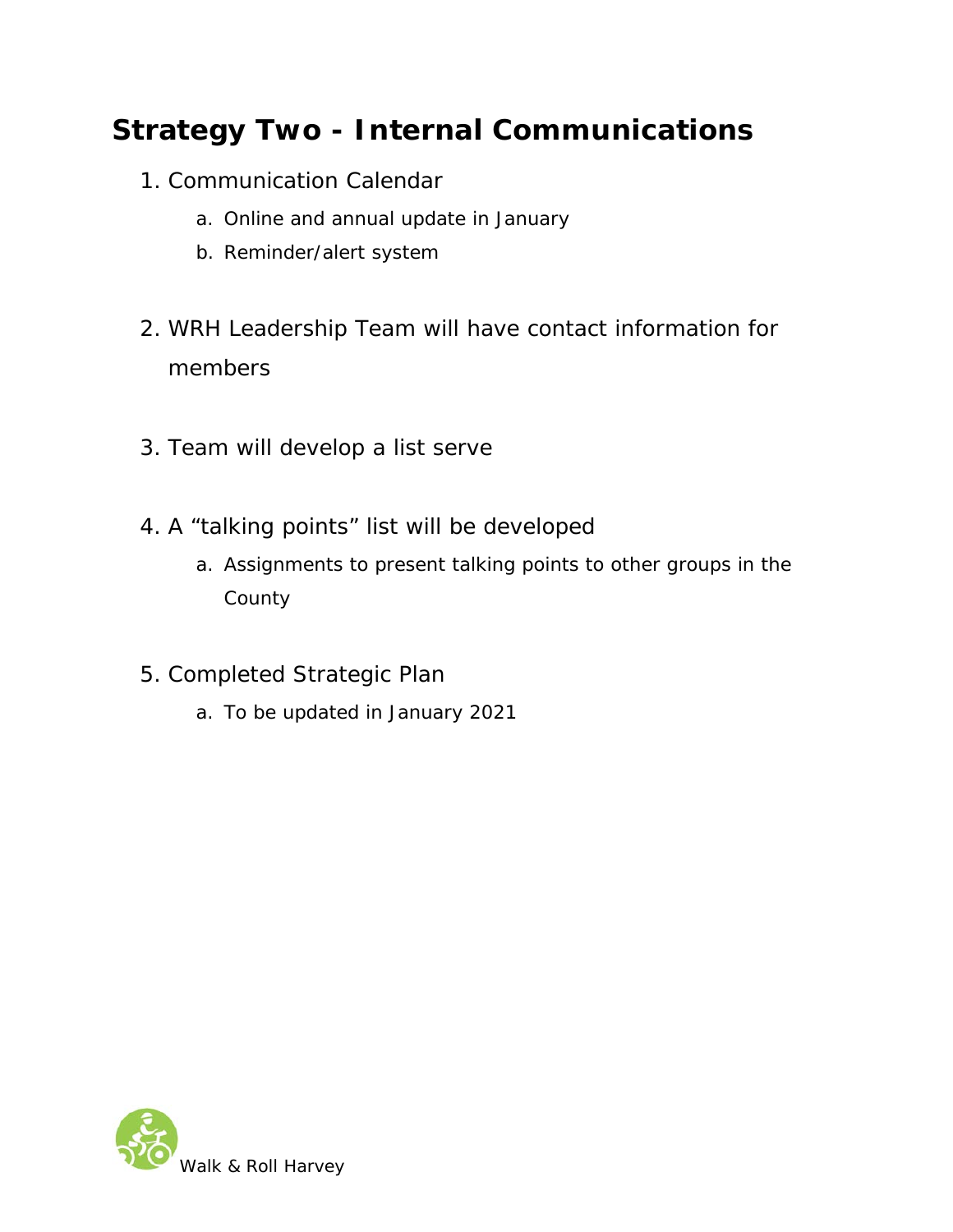## Strategy Two - Internal Communications

1. Communication Calendar
    a. Online and annual update in January
    b. Reminder/alert system

2. WRH Leadership Team will have contact information for members

3. Team will develop a list serve

4. A “talking points” list will be developed
    a. Assignments to present talking points to other groups in the County

5. Completed Strategic Plan
    a. To be updated in January 2021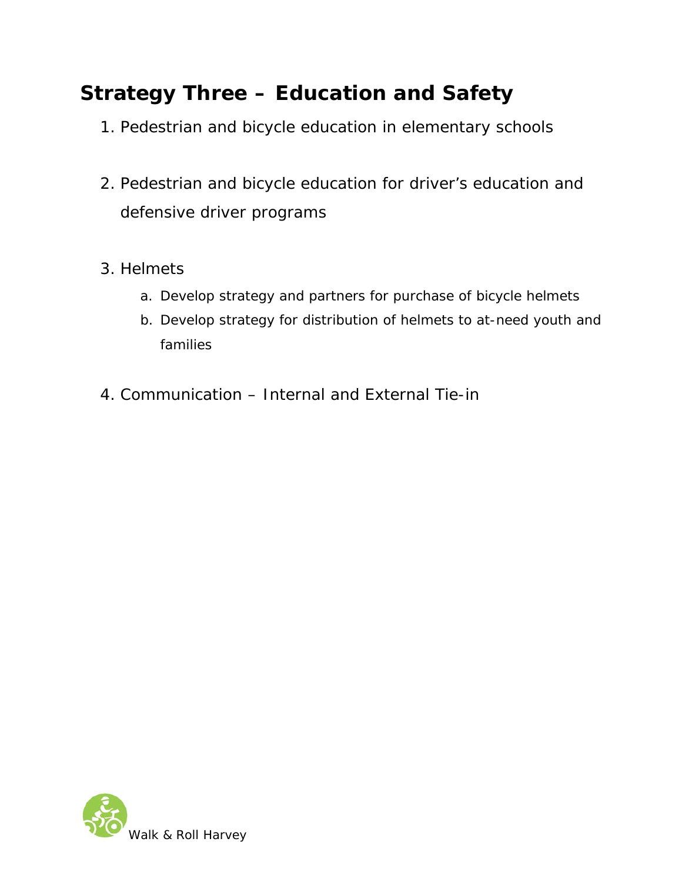## Strategy Three – Education and Safety

1. Pedestrian and bicycle education in elementary schools

2. Pedestrian and bicycle education for driver's education and defensive driver programs

3. Helmets
   a. Develop strategy and partners for purchase of bicycle helmets
   b. Develop strategy for distribution of helmets to at-need youth and families

4. Communication – Internal and External Tie-in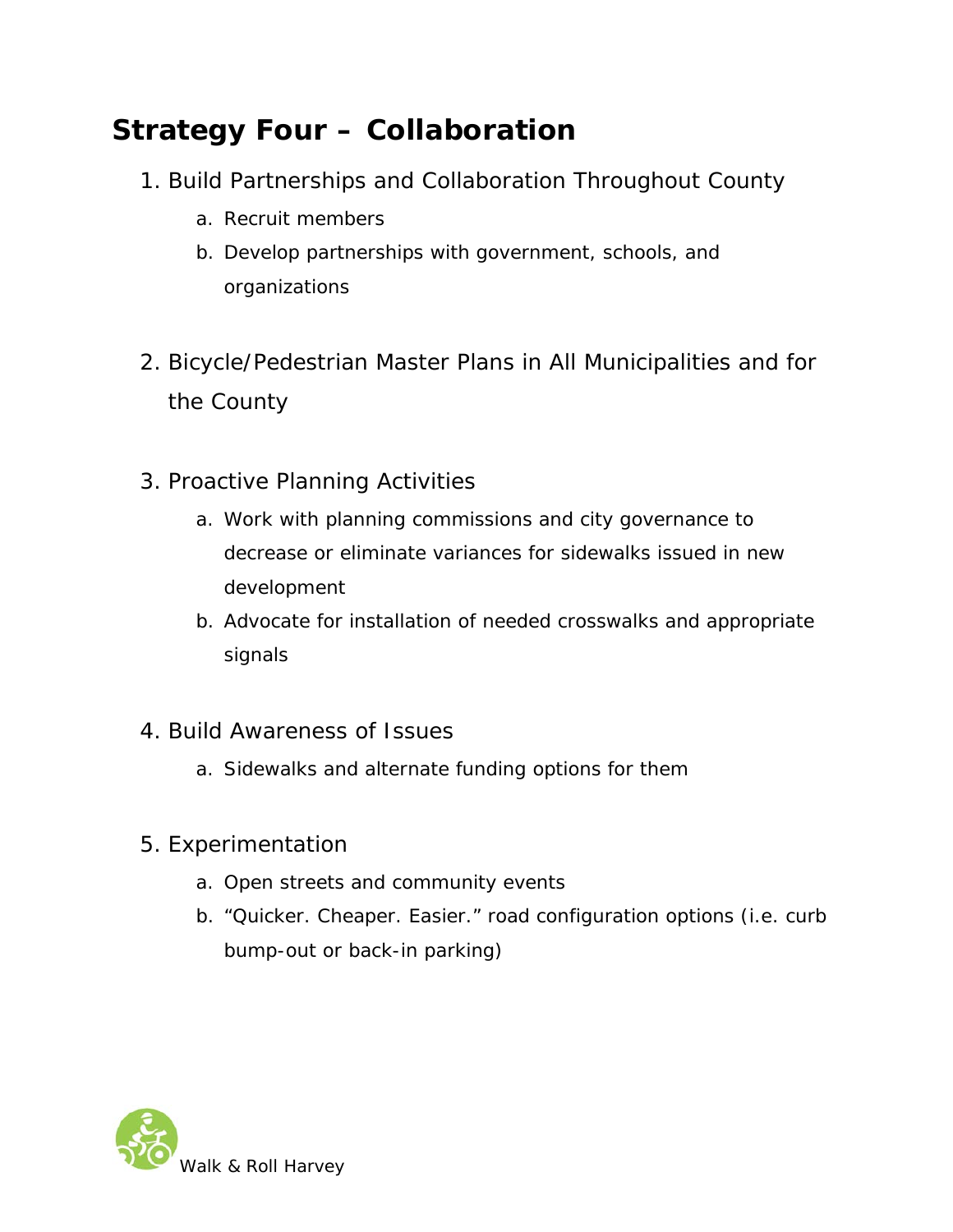## Strategy Four – Collaboration

1. Build Partnerships and Collaboration Throughout County
   a. Recruit members
   b. Develop partnerships with government, schools, and organizations

2. Bicycle/Pedestrian Master Plans in All Municipalities and for the County

3. Proactive Planning Activities
   a. Work with planning commissions and city governance to decrease or eliminate variances for sidewalks issued in new development
   b. Advocate for installation of needed crosswalks and appropriate signals

4. Build Awareness of Issues
   a. Sidewalks and alternate funding options for them

5. Experimentation
   a. Open streets and community events
   b. "Quicker. Cheaper. Easier." road configuration options (i.e. curb bump-out or back-in parking)